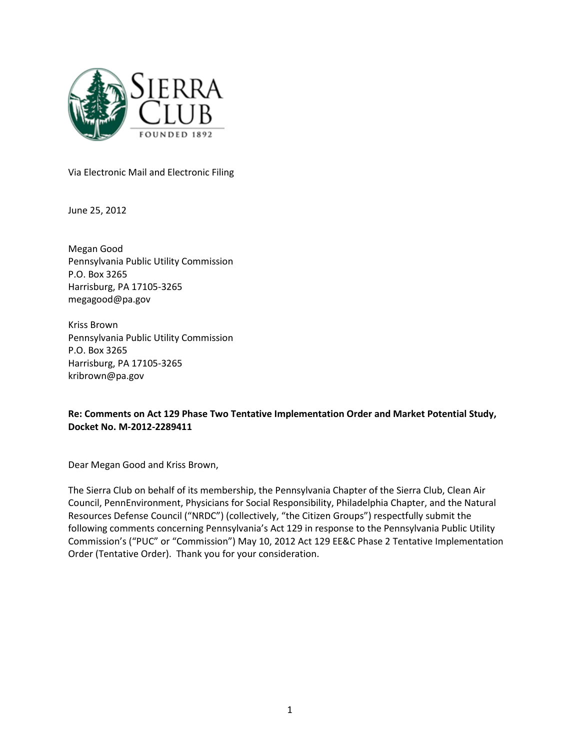Via Electronic Mail and Electronic Filing

June 25, 2012

Megan Good  
Pennsylvania Public Utility Commission  
P.O. Box 3265  
Harrisburg, PA 17105-3265  
megagood@pa.gov

Kriss Brown  
Pennsylvania Public Utility Commission  
P.O. Box 3265  
Harrisburg, PA 17105-3265  
kribrown@pa.gov

**Re: Comments on Act 129 Phase Two Tentative Implementation Order and Market Potential Study, Docket No. M-2012-2289411**

Dear Megan Good and Kriss Brown,

The Sierra Club on behalf of its membership, the Pennsylvania Chapter of the Sierra Club, Clean Air Council, PennEnvironment, Physicians for Social Responsibility, Philadelphia Chapter, and the Natural Resources Defense Council ("NRDC") (collectively, "the Citizen Groups") respectfully submit the following comments concerning Pennsylvania's Act 129 in response to the Pennsylvania Public Utility Commission's ("PUC" or "Commission") May 10, 2012 Act 129 EE&C Phase 2 Tentative Implementation Order (Tentative Order). Thank you for your consideration.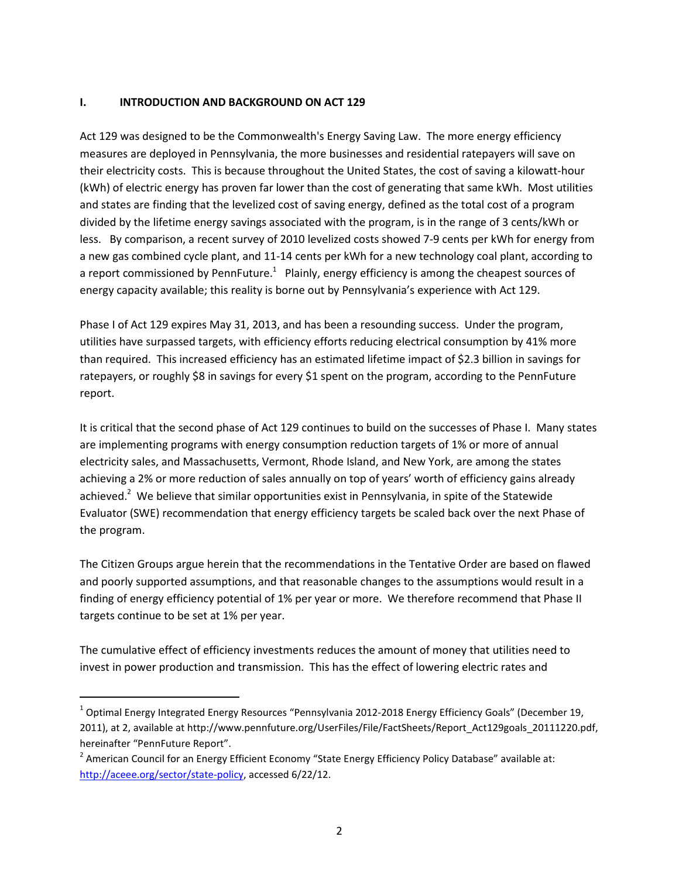## I. INTRODUCTION AND BACKGROUND ON ACT 129

Act 129 was designed to be the Commonwealth's Energy Saving Law. The more energy efficiency measures are deployed in Pennsylvania, the more businesses and residential ratepayers will save on their electricity costs. This is because throughout the United States, the cost of saving a kilowatt-hour (kWh) of electric energy has proven far lower than the cost of generating that same kWh. Most utilities and states are finding that the levelized cost of saving energy, defined as the total cost of a program divided by the lifetime energy savings associated with the program, is in the range of 3 cents/kWh or less. By comparison, a recent survey of 2010 levelized costs showed 7-9 cents per kWh for energy from a new gas combined cycle plant, and 11-14 cents per kWh for a new technology coal plant, according to a report commissioned by PennFuture.[1] Plainly, energy efficiency is among the cheapest sources of energy capacity available; this reality is borne out by Pennsylvania's experience with Act 129.

Phase I of Act 129 expires May 31, 2013, and has been a resounding success. Under the program, utilities have surpassed targets, with efficiency efforts reducing electrical consumption by 41% more than required. This increased efficiency has an estimated lifetime impact of $2.3 billion in savings for ratepayers, or roughly $8 in savings for every $1 spent on the program, according to the PennFuture report.

It is critical that the second phase of Act 129 continues to build on the successes of Phase I. Many states are implementing programs with energy consumption reduction targets of 1% or more of annual electricity sales, and Massachusetts, Vermont, Rhode Island, and New York, are among the states achieving a 2% or more reduction of sales annually on top of years' worth of efficiency gains already achieved.[2] We believe that similar opportunities exist in Pennsylvania, in spite of the Statewide Evaluator (SWE) recommendation that energy efficiency targets be scaled back over the next Phase of the program.

The Citizen Groups argue herein that the recommendations in the Tentative Order are based on flawed and poorly supported assumptions, and that reasonable changes to the assumptions would result in a finding of energy efficiency potential of 1% per year or more. We therefore recommend that Phase II targets continue to be set at 1% per year.

The cumulative effect of efficiency investments reduces the amount of money that utilities need to invest in power production and transmission. This has the effect of lowering electric rates and

---

[1] Optimal Energy Integrated Energy Resources "Pennsylvania 2012-2018 Energy Efficiency Goals" (December 19, 2011), at 2, available at http://www.pennfuture.org/UserFiles/File/FactSheets/Report_Act129goals_20111220.pdf, hereinafter "PennFuture Report".

[2] American Council for an Energy Efficient Economy "State Energy Efficiency Policy Database" available at: http://aceee.org/sector/state-policy, accessed 6/22/12.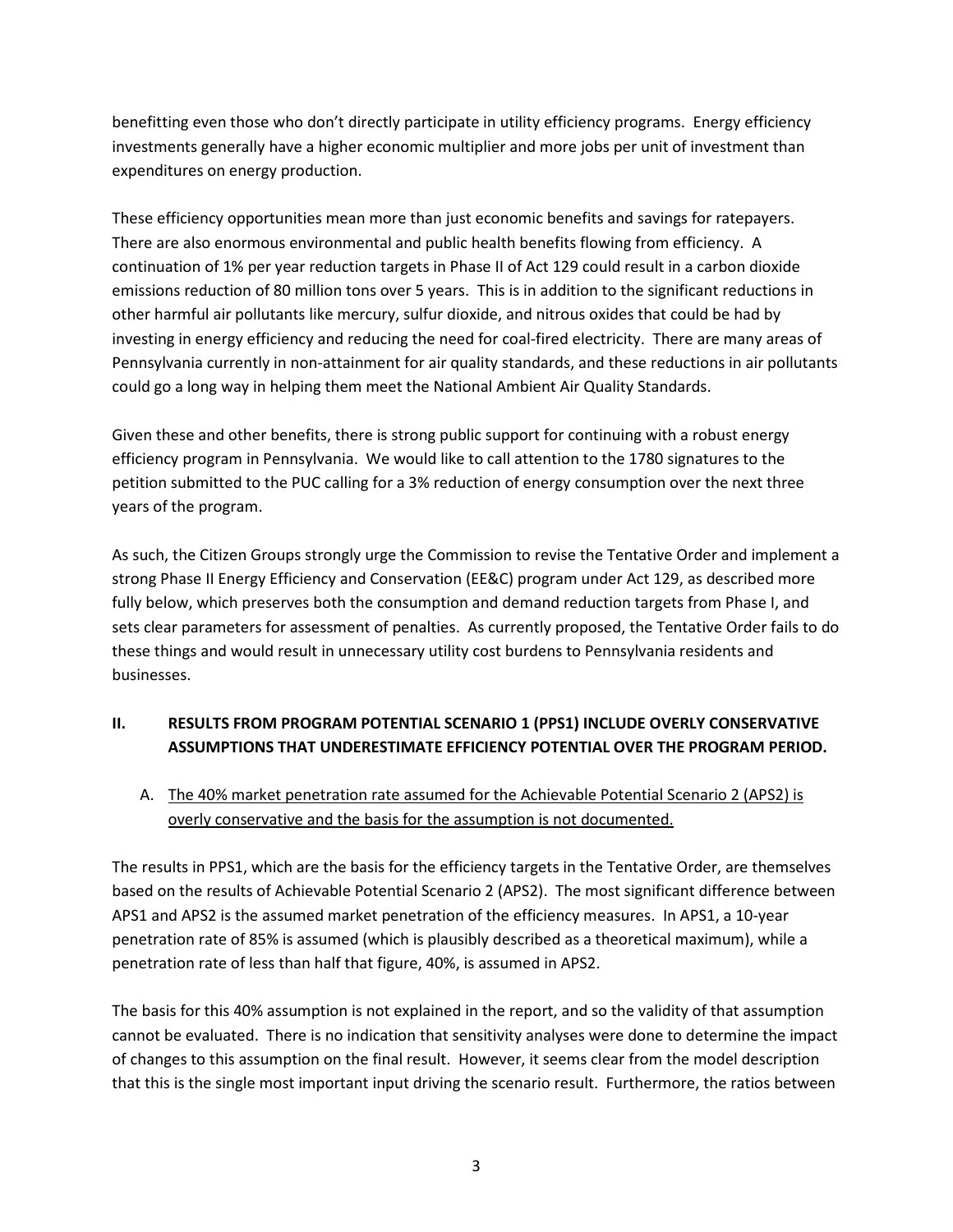benefitting even those who don't directly participate in utility efficiency programs. Energy efficiency investments generally have a higher economic multiplier and more jobs per unit of investment than expenditures on energy production.

These efficiency opportunities mean more than just economic benefits and savings for ratepayers. There are also enormous environmental and public health benefits flowing from efficiency. A continuation of 1% per year reduction targets in Phase II of Act 129 could result in a carbon dioxide emissions reduction of 80 million tons over 5 years. This is in addition to the significant reductions in other harmful air pollutants like mercury, sulfur dioxide, and nitrous oxides that could be had by investing in energy efficiency and reducing the need for coal-fired electricity. There are many areas of Pennsylvania currently in non-attainment for air quality standards, and these reductions in air pollutants could go a long way in helping them meet the National Ambient Air Quality Standards.

Given these and other benefits, there is strong public support for continuing with a robust energy efficiency program in Pennsylvania. We would like to call attention to the 1780 signatures to the petition submitted to the PUC calling for a 3% reduction of energy consumption over the next three years of the program.

As such, the Citizen Groups strongly urge the Commission to revise the Tentative Order and implement a strong Phase II Energy Efficiency and Conservation (EE&C) program under Act 129, as described more fully below, which preserves both the consumption and demand reduction targets from Phase I, and sets clear parameters for assessment of penalties. As currently proposed, the Tentative Order fails to do these things and would result in unnecessary utility cost burdens to Pennsylvania residents and businesses.

## II. RESULTS FROM PROGRAM POTENTIAL SCENARIO 1 (PPS1) INCLUDE OVERLY CONSERVATIVE ASSUMPTIONS THAT UNDERESTIMATE EFFICIENCY POTENTIAL OVER THE PROGRAM PERIOD.

### A. The 40% market penetration rate assumed for the Achievable Potential Scenario 2 (APS2) is overly conservative and the basis for the assumption is not documented.

The results in PPS1, which are the basis for the efficiency targets in the Tentative Order, are themselves based on the results of Achievable Potential Scenario 2 (APS2). The most significant difference between APS1 and APS2 is the assumed market penetration of the efficiency measures. In APS1, a 10-year penetration rate of 85% is assumed (which is plausibly described as a theoretical maximum), while a penetration rate of less than half that figure, 40%, is assumed in APS2.

The basis for this 40% assumption is not explained in the report, and so the validity of that assumption cannot be evaluated. There is no indication that sensitivity analyses were done to determine the impact of changes to this assumption on the final result. However, it seems clear from the model description that this is the single most important input driving the scenario result. Furthermore, the ratios between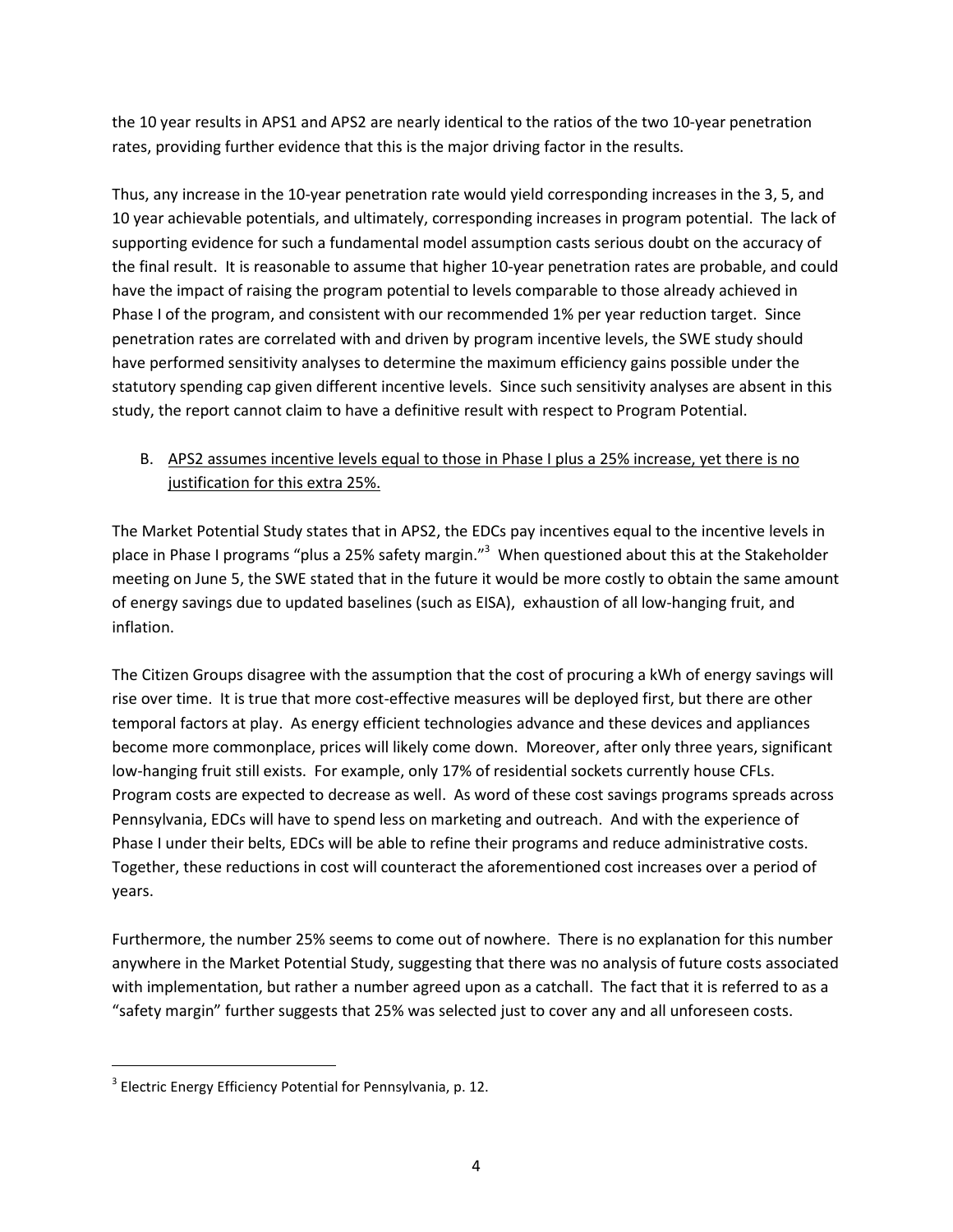the 10 year results in APS1 and APS2 are nearly identical to the ratios of the two 10-year penetration rates, providing further evidence that this is the major driving factor in the results.

Thus, any increase in the 10-year penetration rate would yield corresponding increases in the 3, 5, and 10 year achievable potentials, and ultimately, corresponding increases in program potential. The lack of supporting evidence for such a fundamental model assumption casts serious doubt on the accuracy of the final result. It is reasonable to assume that higher 10-year penetration rates are probable, and could have the impact of raising the program potential to levels comparable to those already achieved in Phase I of the program, and consistent with our recommended 1% per year reduction target. Since penetration rates are correlated with and driven by program incentive levels, the SWE study should have performed sensitivity analyses to determine the maximum efficiency gains possible under the statutory spending cap given different incentive levels. Since such sensitivity analyses are absent in this study, the report cannot claim to have a definitive result with respect to Program Potential.

B. <u>APS2 assumes incentive levels equal to those in Phase I plus a 25% increase, yet there is no justification for this extra 25%.</u>

The Market Potential Study states that in APS2, the EDCs pay incentives equal to the incentive levels in place in Phase I programs "plus a 25% safety margin."[3] When questioned about this at the Stakeholder meeting on June 5, the SWE stated that in the future it would be more costly to obtain the same amount of energy savings due to updated baselines (such as EISA), exhaustion of all low-hanging fruit, and inflation.

The Citizen Groups disagree with the assumption that the cost of procuring a kWh of energy savings will rise over time. It is true that more cost-effective measures will be deployed first, but there are other temporal factors at play. As energy efficient technologies advance and these devices and appliances become more commonplace, prices will likely come down. Moreover, after only three years, significant low-hanging fruit still exists. For example, only 17% of residential sockets currently house CFLs. Program costs are expected to decrease as well. As word of these cost savings programs spreads across Pennsylvania, EDCs will have to spend less on marketing and outreach. And with the experience of Phase I under their belts, EDCs will be able to refine their programs and reduce administrative costs. Together, these reductions in cost will counteract the aforementioned cost increases over a period of years.

Furthermore, the number 25% seems to come out of nowhere. There is no explanation for this number anywhere in the Market Potential Study, suggesting that there was no analysis of future costs associated with implementation, but rather a number agreed upon as a catchall. The fact that it is referred to as a "safety margin" further suggests that 25% was selected just to cover any and all unforeseen costs.

---

[3] Electric Energy Efficiency Potential for Pennsylvania, p. 12.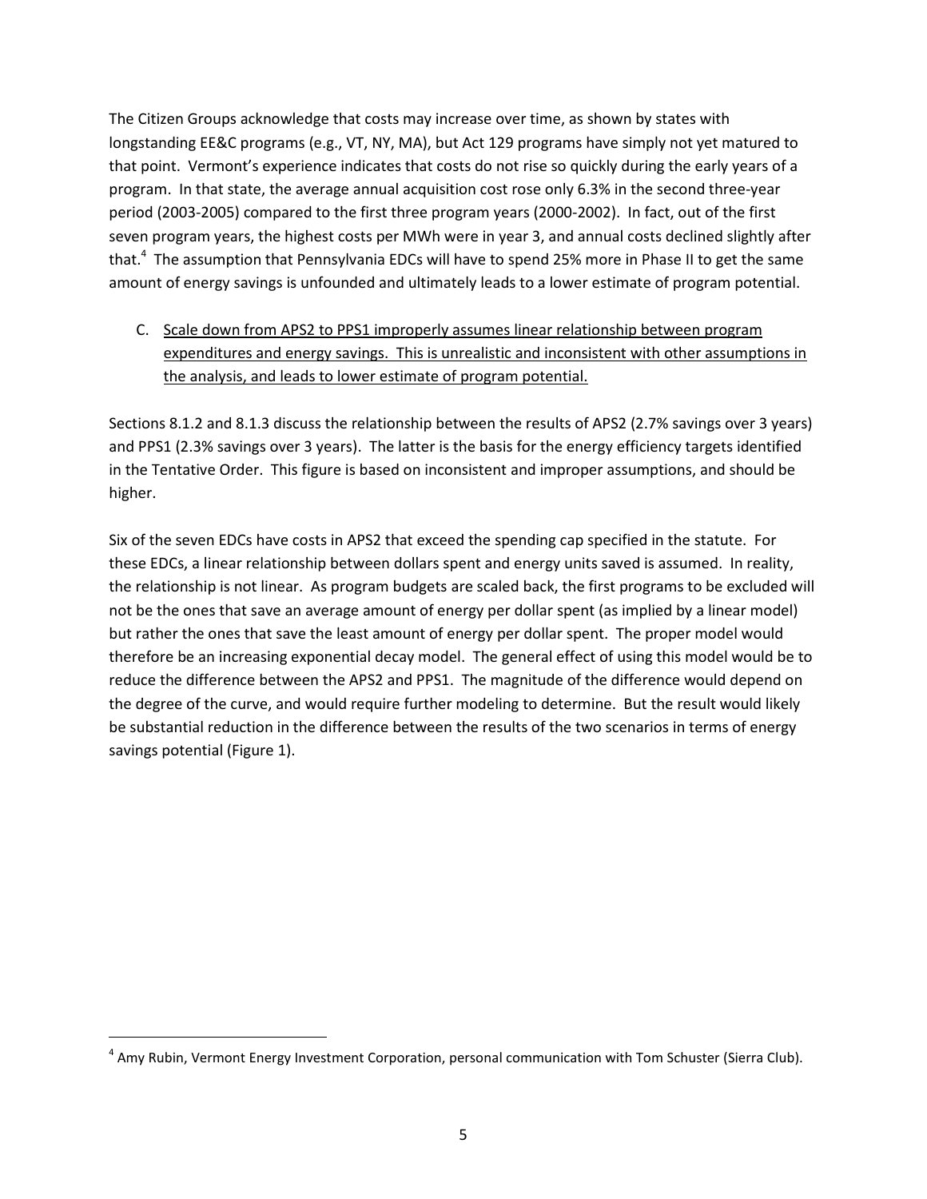The Citizen Groups acknowledge that costs may increase over time, as shown by states with longstanding EE&C programs (e.g., VT, NY, MA), but Act 129 programs have simply not yet matured to that point. Vermont's experience indicates that costs do not rise so quickly during the early years of a program. In that state, the average annual acquisition cost rose only 6.3% in the second three-year period (2003-2005) compared to the first three program years (2000-2002). In fact, out of the first seven program years, the highest costs per MWh were in year 3, and annual costs declined slightly after that.[4] The assumption that Pennsylvania EDCs will have to spend 25% more in Phase II to get the same amount of energy savings is unfounded and ultimately leads to a lower estimate of program potential.

C. <u>Scale down from APS2 to PPS1 improperly assumes linear relationship between program expenditures and energy savings. This is unrealistic and inconsistent with other assumptions in the analysis, and leads to lower estimate of program potential.</u>

Sections 8.1.2 and 8.1.3 discuss the relationship between the results of APS2 (2.7% savings over 3 years) and PPS1 (2.3% savings over 3 years). The latter is the basis for the energy efficiency targets identified in the Tentative Order. This figure is based on inconsistent and improper assumptions, and should be higher.

Six of the seven EDCs have costs in APS2 that exceed the spending cap specified in the statute. For these EDCs, a linear relationship between dollars spent and energy units saved is assumed. In reality, the relationship is not linear. As program budgets are scaled back, the first programs to be excluded will not be the ones that save an average amount of energy per dollar spent (as implied by a linear model) but rather the ones that save the least amount of energy per dollar spent. The proper model would therefore be an increasing exponential decay model. The general effect of using this model would be to reduce the difference between the APS2 and PPS1. The magnitude of the difference would depend on the degree of the curve, and would require further modeling to determine. But the result would likely be substantial reduction in the difference between the results of the two scenarios in terms of energy savings potential (Figure 1).

---

[4] Amy Rubin, Vermont Energy Investment Corporation, personal communication with Tom Schuster (Sierra Club).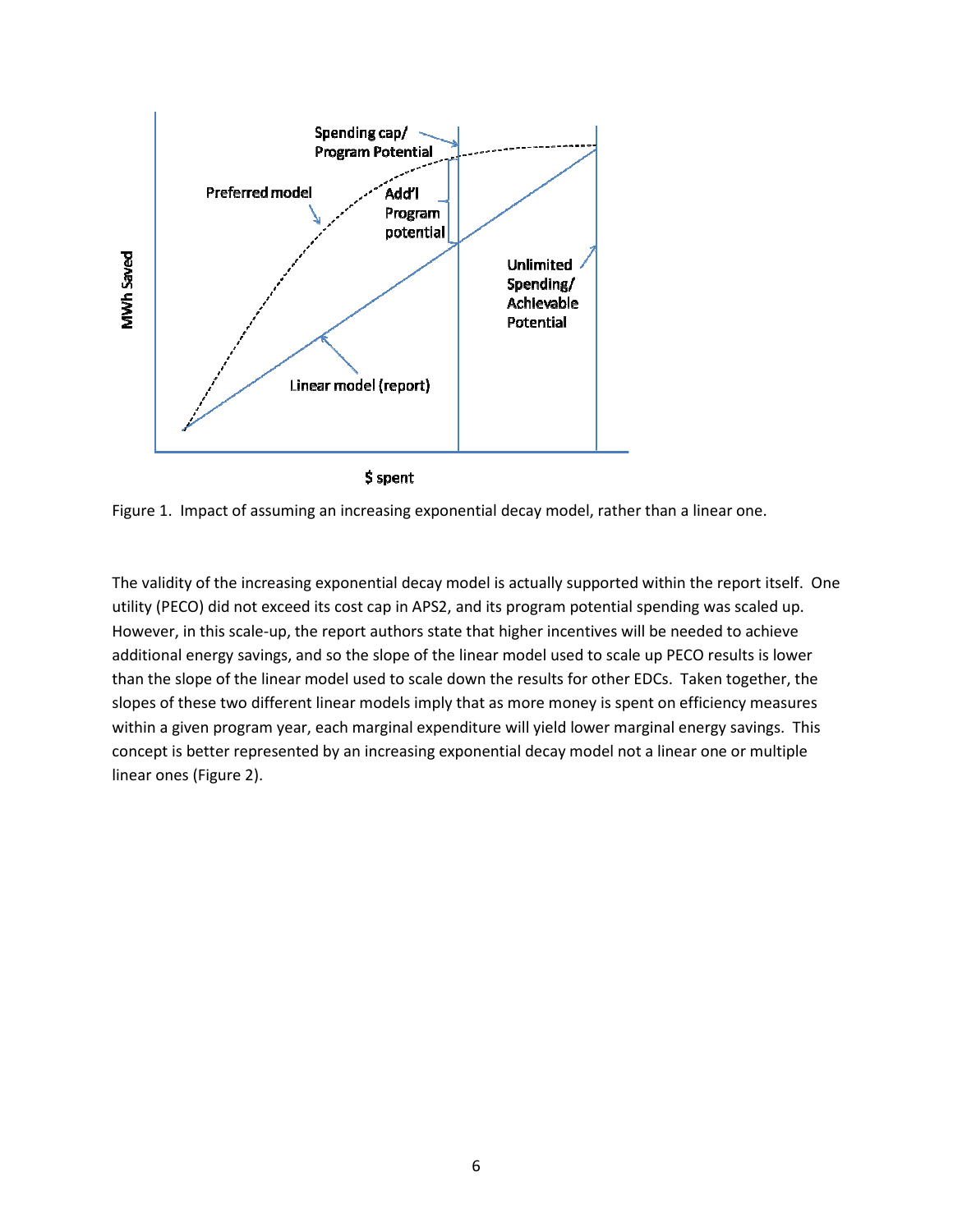Figure 1. Impact of assuming an increasing exponential decay model, rather than a linear one.

The validity of the increasing exponential decay model is actually supported within the report itself. One utility (PECO) did not exceed its cost cap in APS2, and its program potential spending was scaled up. However, in this scale-up, the report authors state that higher incentives will be needed to achieve additional energy savings, and so the slope of the linear model used to scale up PECO results is lower than the slope of the linear model used to scale down the results for other EDCs. Taken together, the slopes of these two different linear models imply that as more money is spent on efficiency measures within a given program year, each marginal expenditure will yield lower marginal energy savings. This concept is better represented by an increasing exponential decay model not a linear one or multiple linear ones (Figure 2).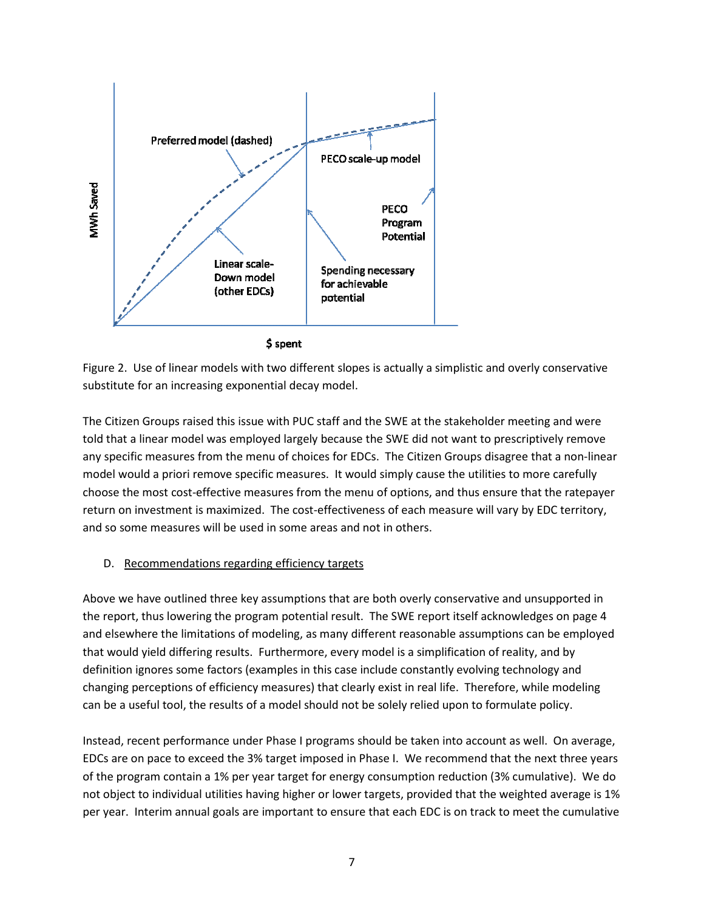Figure 2. Use of linear models with two different slopes is actually a simplistic and overly conservative substitute for an increasing exponential decay model.

The Citizen Groups raised this issue with PUC staff and the SWE at the stakeholder meeting and were told that a linear model was employed largely because the SWE did not want to prescriptively remove any specific measures from the menu of choices for EDCs. The Citizen Groups disagree that a non-linear model would a priori remove specific measures. It would simply cause the utilities to more carefully choose the most cost-effective measures from the menu of options, and thus ensure that the ratepayer return on investment is maximized. The cost-effectiveness of each measure will vary by EDC territory, and so some measures will be used in some areas and not in others.

D. Recommendations regarding efficiency targets

Above we have outlined three key assumptions that are both overly conservative and unsupported in the report, thus lowering the program potential result. The SWE report itself acknowledges on page 4 and elsewhere the limitations of modeling, as many different reasonable assumptions can be employed that would yield differing results. Furthermore, every model is a simplification of reality, and by definition ignores some factors (examples in this case include constantly evolving technology and changing perceptions of efficiency measures) that clearly exist in real life. Therefore, while modeling can be a useful tool, the results of a model should not be solely relied upon to formulate policy.

Instead, recent performance under Phase I programs should be taken into account as well. On average, EDCs are on pace to exceed the 3% target imposed in Phase I. We recommend that the next three years of the program contain a 1% per year target for energy consumption reduction (3% cumulative). We do not object to individual utilities having higher or lower targets, provided that the weighted average is 1% per year. Interim annual goals are important to ensure that each EDC is on track to meet the cumulative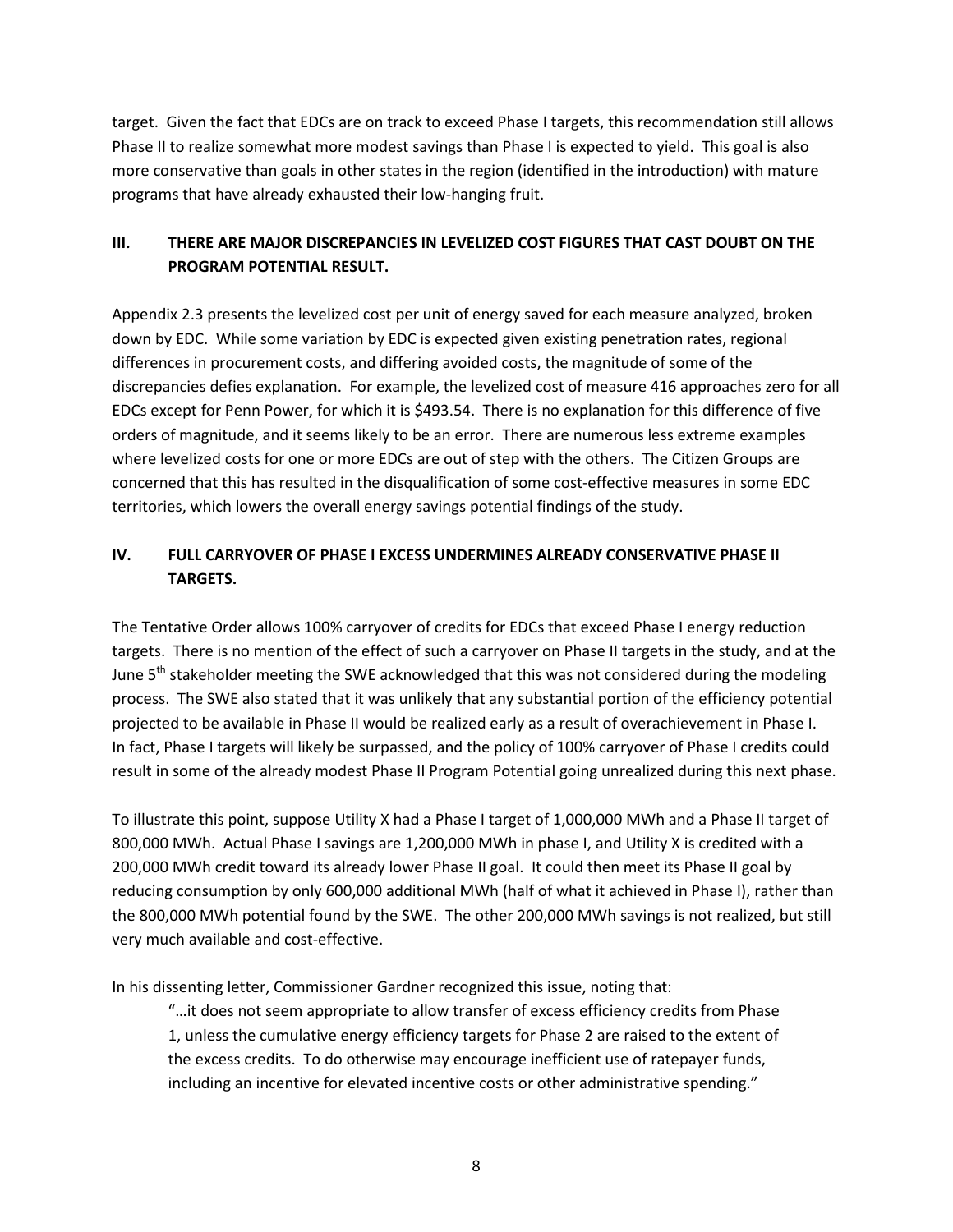target. Given the fact that EDCs are on track to exceed Phase I targets, this recommendation still allows Phase II to realize somewhat more modest savings than Phase I is expected to yield. This goal is also more conservative than goals in other states in the region (identified in the introduction) with mature programs that have already exhausted their low-hanging fruit.

## III. THERE ARE MAJOR DISCREPANCIES IN LEVELIZED COST FIGURES THAT CAST DOUBT ON THE PROGRAM POTENTIAL RESULT.

Appendix 2.3 presents the levelized cost per unit of energy saved for each measure analyzed, broken down by EDC. While some variation by EDC is expected given existing penetration rates, regional differences in procurement costs, and differing avoided costs, the magnitude of some of the discrepancies defies explanation. For example, the levelized cost of measure 416 approaches zero for all EDCs except for Penn Power, for which it is $493.54. There is no explanation for this difference of five orders of magnitude, and it seems likely to be an error. There are numerous less extreme examples where levelized costs for one or more EDCs are out of step with the others. The Citizen Groups are concerned that this has resulted in the disqualification of some cost-effective measures in some EDC territories, which lowers the overall energy savings potential findings of the study.

## IV. FULL CARRYOVER OF PHASE I EXCESS UNDERMINES ALREADY CONSERVATIVE PHASE II TARGETS.

The Tentative Order allows 100% carryover of credits for EDCs that exceed Phase I energy reduction targets. There is no mention of the effect of such a carryover on Phase II targets in the study, and at the June 5th stakeholder meeting the SWE acknowledged that this was not considered during the modeling process. The SWE also stated that it was unlikely that any substantial portion of the efficiency potential projected to be available in Phase II would be realized early as a result of overachievement in Phase I. In fact, Phase I targets will likely be surpassed, and the policy of 100% carryover of Phase I credits could result in some of the already modest Phase II Program Potential going unrealized during this next phase.

To illustrate this point, suppose Utility X had a Phase I target of 1,000,000 MWh and a Phase II target of 800,000 MWh. Actual Phase I savings are 1,200,000 MWh in phase I, and Utility X is credited with a 200,000 MWh credit toward its already lower Phase II goal. It could then meet its Phase II goal by reducing consumption by only 600,000 additional MWh (half of what it achieved in Phase I), rather than the 800,000 MWh potential found by the SWE. The other 200,000 MWh savings is not realized, but still very much available and cost-effective.

In his dissenting letter, Commissioner Gardner recognized this issue, noting that:

> "…it does not seem appropriate to allow transfer of excess efficiency credits from Phase 1, unless the cumulative energy efficiency targets for Phase 2 are raised to the extent of the excess credits. To do otherwise may encourage inefficient use of ratepayer funds, including an incentive for elevated incentive costs or other administrative spending."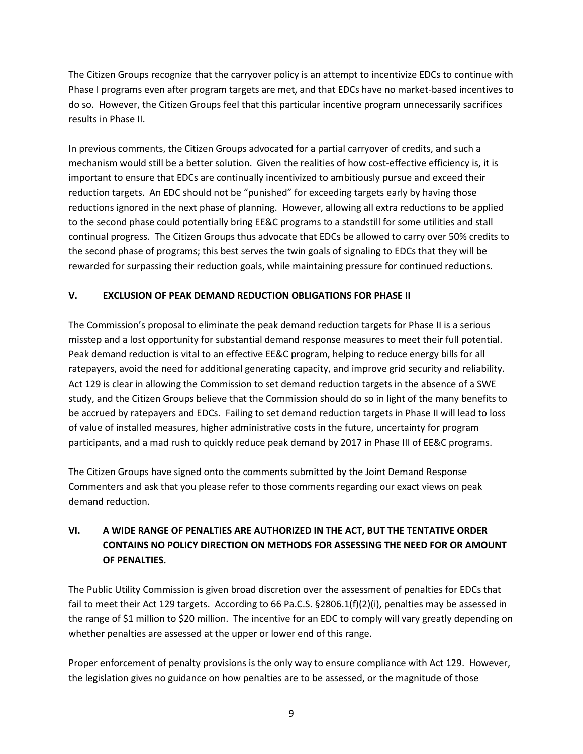The Citizen Groups recognize that the carryover policy is an attempt to incentivize EDCs to continue with Phase I programs even after program targets are met, and that EDCs have no market-based incentives to do so. However, the Citizen Groups feel that this particular incentive program unnecessarily sacrifices results in Phase II.

In previous comments, the Citizen Groups advocated for a partial carryover of credits, and such a mechanism would still be a better solution. Given the realities of how cost-effective efficiency is, it is important to ensure that EDCs are continually incentivized to ambitiously pursue and exceed their reduction targets. An EDC should not be "punished" for exceeding targets early by having those reductions ignored in the next phase of planning. However, allowing all extra reductions to be applied to the second phase could potentially bring EE&C programs to a standstill for some utilities and stall continual progress. The Citizen Groups thus advocate that EDCs be allowed to carry over 50% credits to the second phase of programs; this best serves the twin goals of signaling to EDCs that they will be rewarded for surpassing their reduction goals, while maintaining pressure for continued reductions.

## V. EXCLUSION OF PEAK DEMAND REDUCTION OBLIGATIONS FOR PHASE II

The Commission's proposal to eliminate the peak demand reduction targets for Phase II is a serious misstep and a lost opportunity for substantial demand response measures to meet their full potential. Peak demand reduction is vital to an effective EE&C program, helping to reduce energy bills for all ratepayers, avoid the need for additional generating capacity, and improve grid security and reliability. Act 129 is clear in allowing the Commission to set demand reduction targets in the absence of a SWE study, and the Citizen Groups believe that the Commission should do so in light of the many benefits to be accrued by ratepayers and EDCs. Failing to set demand reduction targets in Phase II will lead to loss of value of installed measures, higher administrative costs in the future, uncertainty for program participants, and a mad rush to quickly reduce peak demand by 2017 in Phase III of EE&C programs.

The Citizen Groups have signed onto the comments submitted by the Joint Demand Response Commenters and ask that you please refer to those comments regarding our exact views on peak demand reduction.

## VI. A WIDE RANGE OF PENALTIES ARE AUTHORIZED IN THE ACT, BUT THE TENTATIVE ORDER CONTAINS NO POLICY DIRECTION ON METHODS FOR ASSESSING THE NEED FOR OR AMOUNT OF PENALTIES.

The Public Utility Commission is given broad discretion over the assessment of penalties for EDCs that fail to meet their Act 129 targets. According to 66 Pa.C.S. §2806.1(f)(2)(i), penalties may be assessed in the range of $1 million to $20 million. The incentive for an EDC to comply will vary greatly depending on whether penalties are assessed at the upper or lower end of this range.

Proper enforcement of penalty provisions is the only way to ensure compliance with Act 129. However, the legislation gives no guidance on how penalties are to be assessed, or the magnitude of those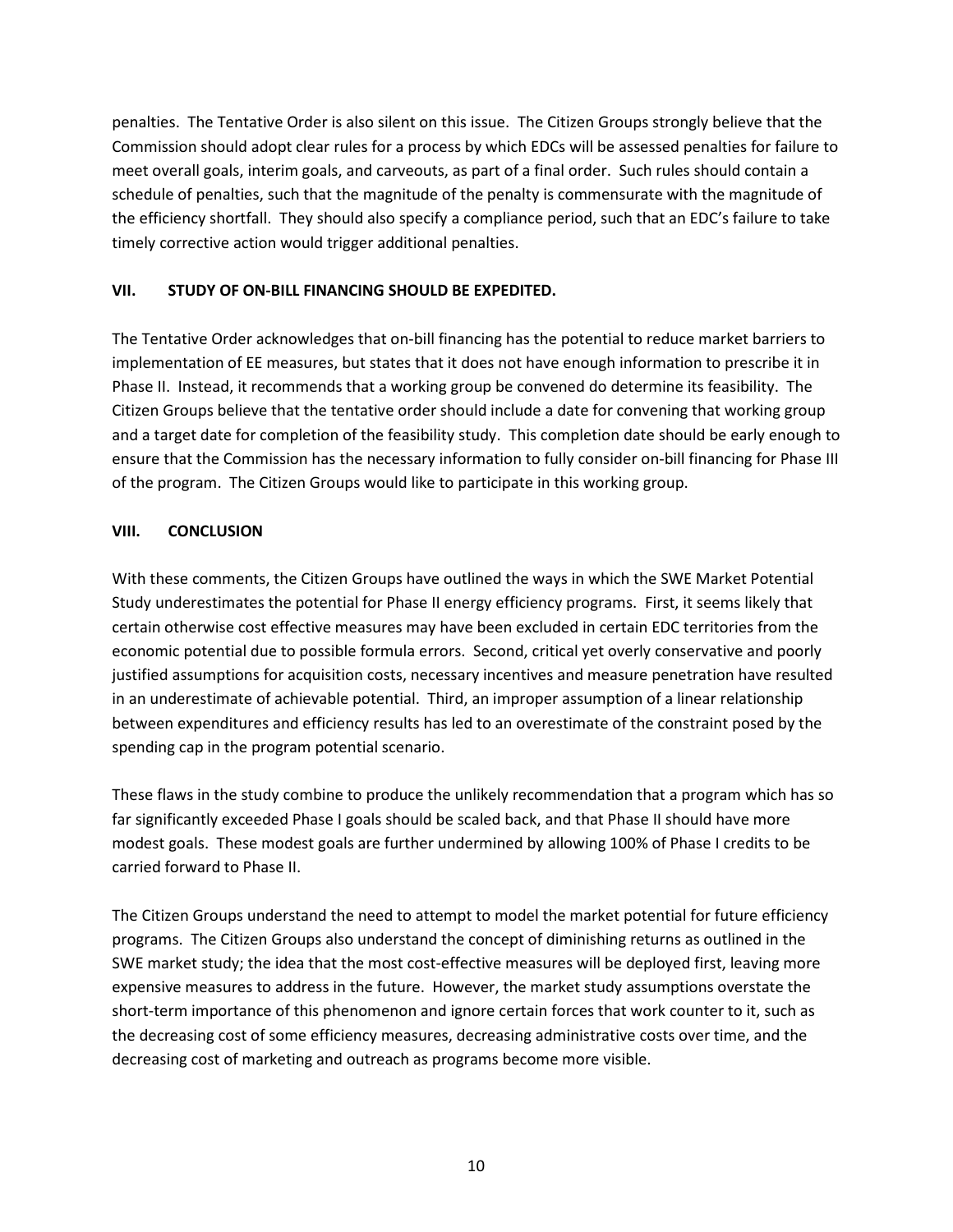penalties. The Tentative Order is also silent on this issue. The Citizen Groups strongly believe that the Commission should adopt clear rules for a process by which EDCs will be assessed penalties for failure to meet overall goals, interim goals, and carveouts, as part of a final order. Such rules should contain a schedule of penalties, such that the magnitude of the penalty is commensurate with the magnitude of the efficiency shortfall. They should also specify a compliance period, such that an EDC's failure to take timely corrective action would trigger additional penalties.

## VII. STUDY OF ON-BILL FINANCING SHOULD BE EXPEDITED.

The Tentative Order acknowledges that on-bill financing has the potential to reduce market barriers to implementation of EE measures, but states that it does not have enough information to prescribe it in Phase II. Instead, it recommends that a working group be convened do determine its feasibility. The Citizen Groups believe that the tentative order should include a date for convening that working group and a target date for completion of the feasibility study. This completion date should be early enough to ensure that the Commission has the necessary information to fully consider on-bill financing for Phase III of the program. The Citizen Groups would like to participate in this working group.

## VIII. CONCLUSION

With these comments, the Citizen Groups have outlined the ways in which the SWE Market Potential Study underestimates the potential for Phase II energy efficiency programs. First, it seems likely that certain otherwise cost effective measures may have been excluded in certain EDC territories from the economic potential due to possible formula errors. Second, critical yet overly conservative and poorly justified assumptions for acquisition costs, necessary incentives and measure penetration have resulted in an underestimate of achievable potential. Third, an improper assumption of a linear relationship between expenditures and efficiency results has led to an overestimate of the constraint posed by the spending cap in the program potential scenario.

These flaws in the study combine to produce the unlikely recommendation that a program which has so far significantly exceeded Phase I goals should be scaled back, and that Phase II should have more modest goals. These modest goals are further undermined by allowing 100% of Phase I credits to be carried forward to Phase II.

The Citizen Groups understand the need to attempt to model the market potential for future efficiency programs. The Citizen Groups also understand the concept of diminishing returns as outlined in the SWE market study; the idea that the most cost-effective measures will be deployed first, leaving more expensive measures to address in the future. However, the market study assumptions overstate the short-term importance of this phenomenon and ignore certain forces that work counter to it, such as the decreasing cost of some efficiency measures, decreasing administrative costs over time, and the decreasing cost of marketing and outreach as programs become more visible.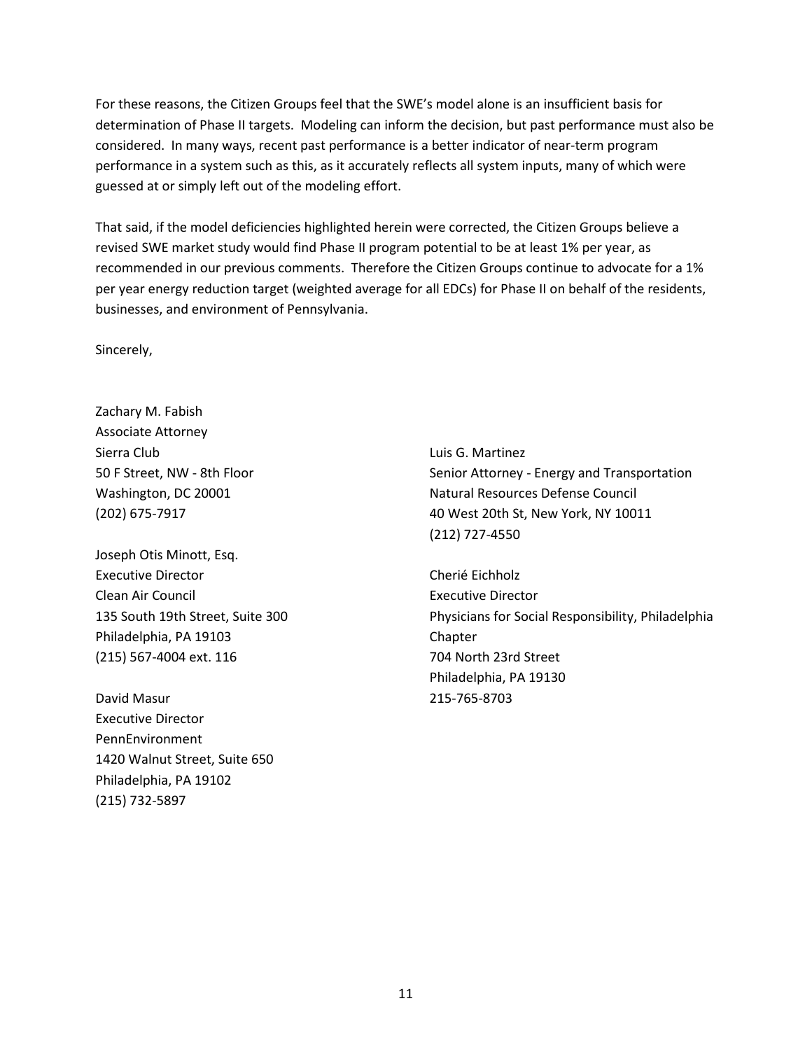For these reasons, the Citizen Groups feel that the SWE's model alone is an insufficient basis for determination of Phase II targets. Modeling can inform the decision, but past performance must also be considered. In many ways, recent past performance is a better indicator of near-term program performance in a system such as this, as it accurately reflects all system inputs, many of which were guessed at or simply left out of the modeling effort.

That said, if the model deficiencies highlighted herein were corrected, the Citizen Groups believe a revised SWE market study would find Phase II program potential to be at least 1% per year, as recommended in our previous comments. Therefore the Citizen Groups continue to advocate for a 1% per year energy reduction target (weighted average for all EDCs) for Phase II on behalf of the residents, businesses, and environment of Pennsylvania.

Sincerely,

Zachary M. Fabish
Associate Attorney
Sierra Club
50 F Street, NW - 8th Floor
Washington, DC 20001
(202) 675-7917

Joseph Otis Minott, Esq.
Executive Director
Clean Air Council
135 South 19th Street, Suite 300
Philadelphia, PA 19103
(215) 567-4004 ext. 116

David Masur
Executive Director
PennEnvironment
1420 Walnut Street, Suite 650
Philadelphia, PA 19102
(215) 732-5897

Luis G. Martinez
Senior Attorney - Energy and Transportation
Natural Resources Defense Council
40 West 20th St, New York, NY 10011
(212) 727-4550

Cherié Eichholz
Executive Director
Physicians for Social Responsibility, Philadelphia Chapter
704 North 23rd Street
Philadelphia, PA 19130
215-765-8703